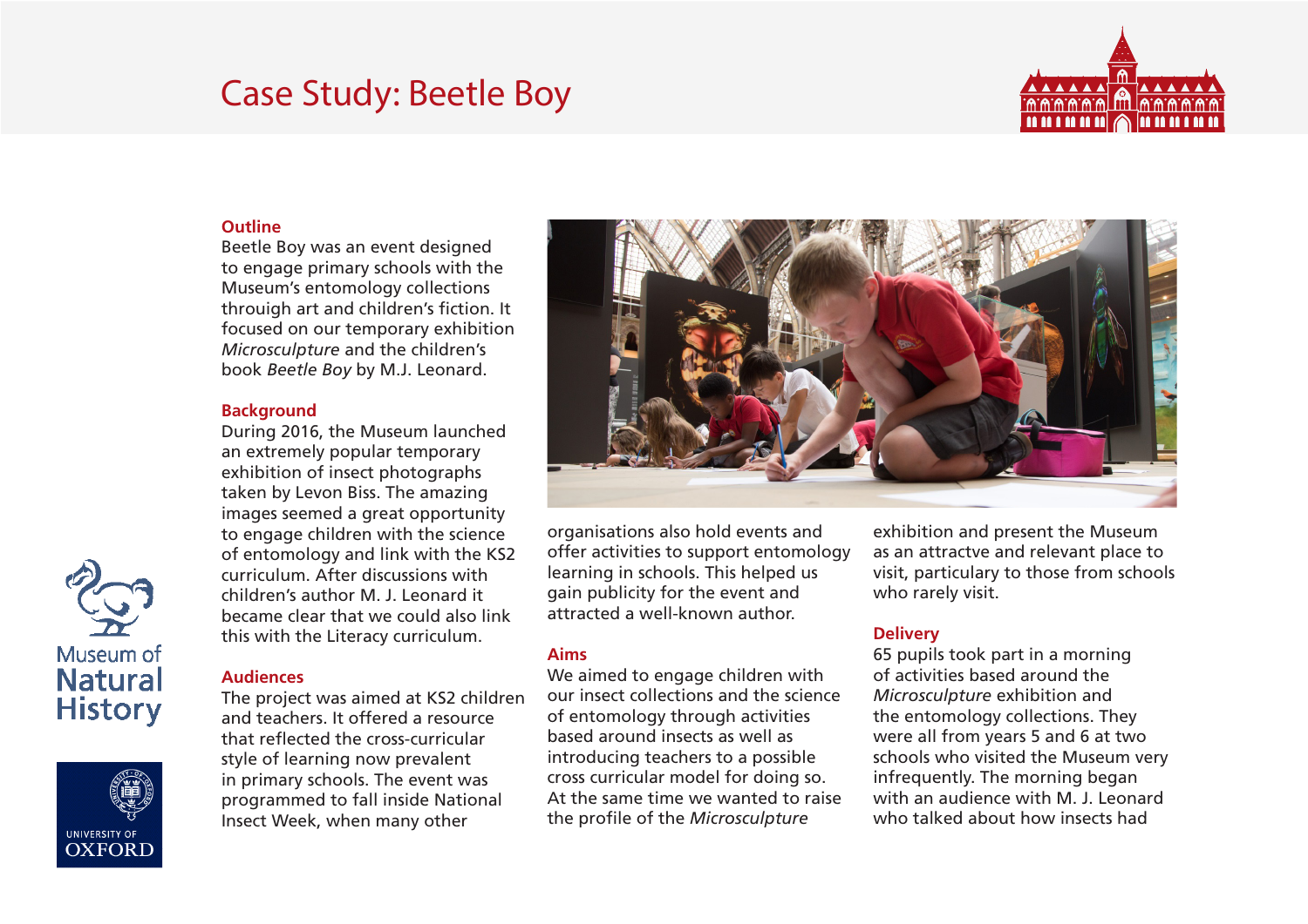# Case Study: Beetle Boy

## Outline

Beetle Boy was an event designed to engage primary schools with the Museum's entomology collections throuigh art and children's fiction. It focused on our temporary exhibition *Microsculpture* and the children's book *Beetle Boy* by M.J. Leonard.

## Background

During 2016, the Museum launched an extremely popular temporary exhibition of insect photographs taken by Levon Biss. The amazing images seemed a great opportunity to engage children with the science of entomology and link with the KS2 curriculum. After discussions with children's author M. J. Leonard it became clear that we could also link this with the Literacy curriculum.

## Audiences

The project was aimed at KS2 children and teachers. It offered a resource that reflected the cross-curricular style of learning now prevalent in primary schools. The event was programmed to fall inside National Insect Week, when many other organisations also hold events and offer activities to support entomology learning in schools. This helped us gain publicity for the event and attracted a well-known author.

## Aims

We aimed to engage children with our insect collections and the science of entomology through activities based around insects as well as introducing teachers to a possible cross curricular model for doing so. At the same time we wanted to raise the profile of the *Microsculpture* exhibition and present the Museum as an attractve and relevant place to visit, particulary to those from schools who rarely visit.

## Delivery

65 pupils took part in a morning of activities based around the *Microsculpture* exhibition and the entomology collections. They were all from years 5 and 6 at two schools who visited the Museum very infrequently. The morning began with an audience with M. J. Leonard who talked about how insects had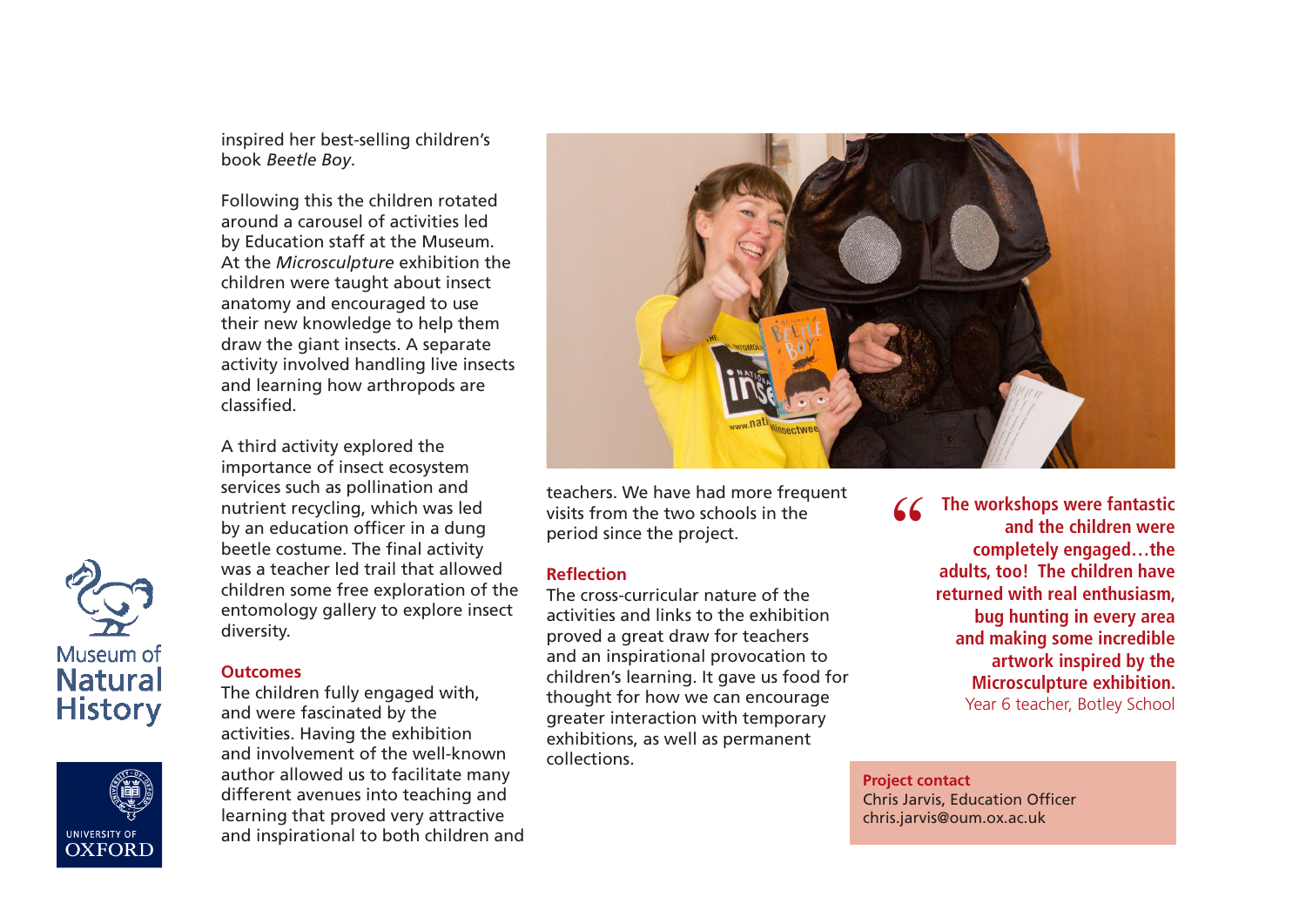inspired her best-selling children's book *Beetle Boy*.

Following this the children rotated around a carousel of activities led by Education staff at the Museum. At the *Microsculpture* exhibition the children were taught about insect anatomy and encouraged to use their new knowledge to help them draw the giant insects. A separate activity involved handling live insects and learning how arthropods are classified.

A third activity explored the importance of insect ecosystem services such as pollination and nutrient recycling, which was led by an education officer in a dung beetle costume. The final activity was a teacher led trail that allowed children some free exploration of the entomology gallery to explore insect diversity.

## Outcomes

The children fully engaged with, and were fascinated by the activities. Having the exhibition and involvement of the well-known author allowed us to facilitate many different avenues into teaching and learning that proved very attractive and inspirational to both children and teachers. We have had more frequent visits from the two schools in the period since the project.

## Reflection

The cross-curricular nature of the activities and links to the exhibition proved a great draw for teachers and an inspirational provocation to children's learning. It gave us food for thought for how we can encourage greater interaction with temporary exhibitions, as well as permanent collections.

> **"The workshops were fantastic and the children were completely engaged…the adults, too! The children have returned with real enthusiasm, bug hunting in every area and making some incredible artwork inspired by the Microsculpture exhibition.**
> Year 6 teacher, Botley School

**Project contact**
Chris Jarvis, Education Officer
chris.jarvis@oum.ox.ac.uk

Museum of Natural History

University of Oxford